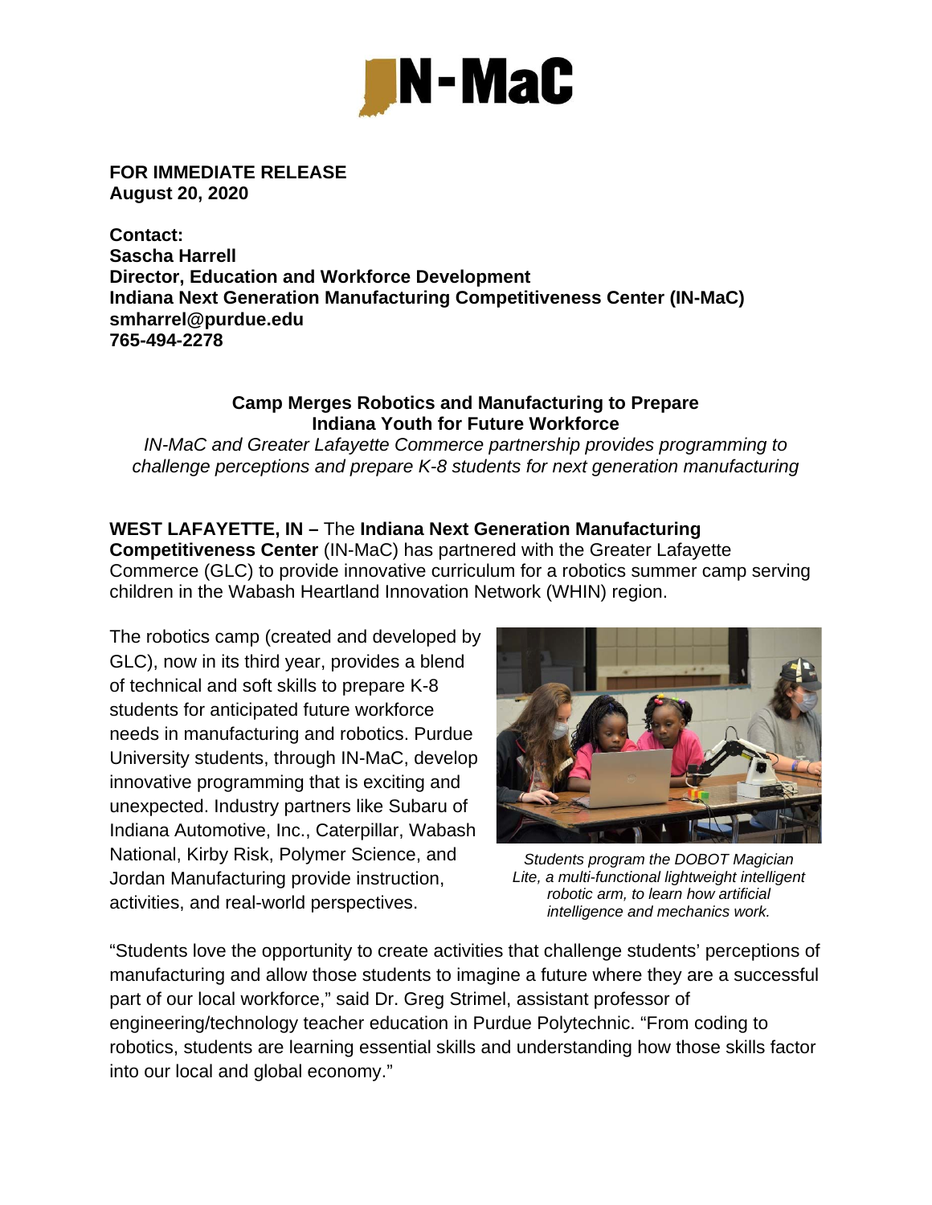**FOR IMMEDIATE RELEASE**
**August 20, 2020**

**Contact:**
**Sascha Harrell**
**Director, Education and Workforce Development**
**Indiana Next Generation Manufacturing Competitiveness Center (IN-MaC)**
**smharrel@purdue.edu**
**765-494-2278**

## Camp Merges Robotics and Manufacturing to Prepare Indiana Youth for Future Workforce

*IN-MaC and Greater Lafayette Commerce partnership provides programming to challenge perceptions and prepare K-8 students for next generation manufacturing*

**WEST LAFAYETTE, IN –** The **Indiana Next Generation Manufacturing Competitiveness Center** (IN-MaC) has partnered with the Greater Lafayette Commerce (GLC) to provide innovative curriculum for a robotics summer camp serving children in the Wabash Heartland Innovation Network (WHIN) region.

The robotics camp (created and developed by GLC), now in its third year, provides a blend of technical and soft skills to prepare K-8 students for anticipated future workforce needs in manufacturing and robotics. Purdue University students, through IN-MaC, develop innovative programming that is exciting and unexpected. Industry partners like Subaru of Indiana Automotive, Inc., Caterpillar, Wabash National, Kirby Risk, Polymer Science, and Jordan Manufacturing provide instruction, activities, and real-world perspectives.

*Students program the DOBOT Magician Lite, a multi-functional lightweight intelligent robotic arm, to learn how artificial intelligence and mechanics work.*

"Students love the opportunity to create activities that challenge students' perceptions of manufacturing and allow those students to imagine a future where they are a successful part of our local workforce," said Dr. Greg Strimel, assistant professor of engineering/technology teacher education in Purdue Polytechnic. "From coding to robotics, students are learning essential skills and understanding how those skills factor into our local and global economy."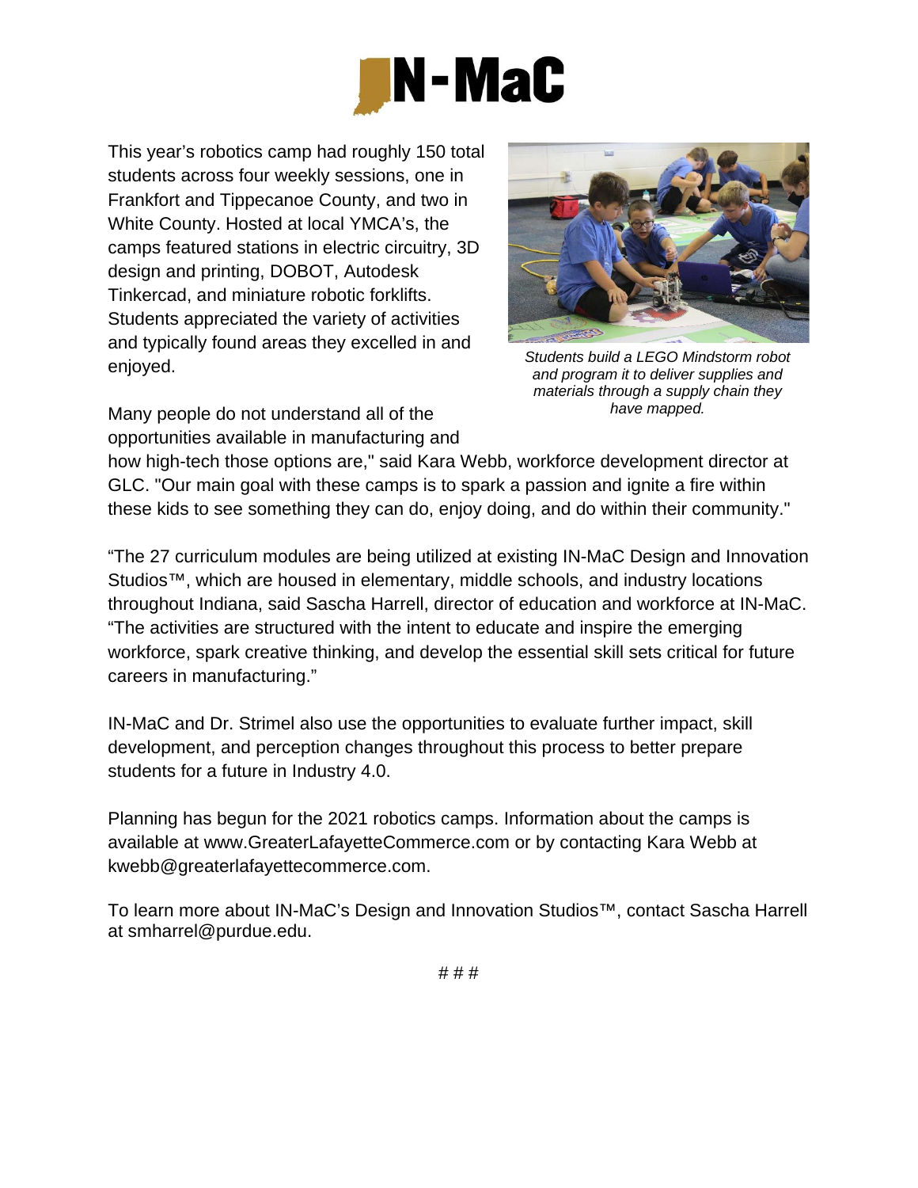This year's robotics camp had roughly 150 total students across four weekly sessions, one in Frankfort and Tippecanoe County, and two in White County. Hosted at local YMCA's, the camps featured stations in electric circuitry, 3D design and printing, DOBOT, Autodesk Tinkercad, and miniature robotic forklifts. Students appreciated the variety of activities and typically found areas they excelled in and enjoyed.

*Students build a LEGO Mindstorm robot and program it to deliver supplies and materials through a supply chain they have mapped.*

Many people do not understand all of the opportunities available in manufacturing and how high-tech those options are," said Kara Webb, workforce development director at GLC. "Our main goal with these camps is to spark a passion and ignite a fire within these kids to see something they can do, enjoy doing, and do within their community."

"The 27 curriculum modules are being utilized at existing IN-MaC Design and Innovation Studios™, which are housed in elementary, middle schools, and industry locations throughout Indiana, said Sascha Harrell, director of education and workforce at IN-MaC. "The activities are structured with the intent to educate and inspire the emerging workforce, spark creative thinking, and develop the essential skill sets critical for future careers in manufacturing."

IN-MaC and Dr. Strimel also use the opportunities to evaluate further impact, skill development, and perception changes throughout this process to better prepare students for a future in Industry 4.0.

Planning has begun for the 2021 robotics camps. Information about the camps is available at www.GreaterLafayetteCommerce.com or by contacting Kara Webb at kwebb@greaterlafayettecommerce.com.

To learn more about IN-MaC's Design and Innovation Studios™, contact Sascha Harrell at smharrel@purdue.edu.

# # #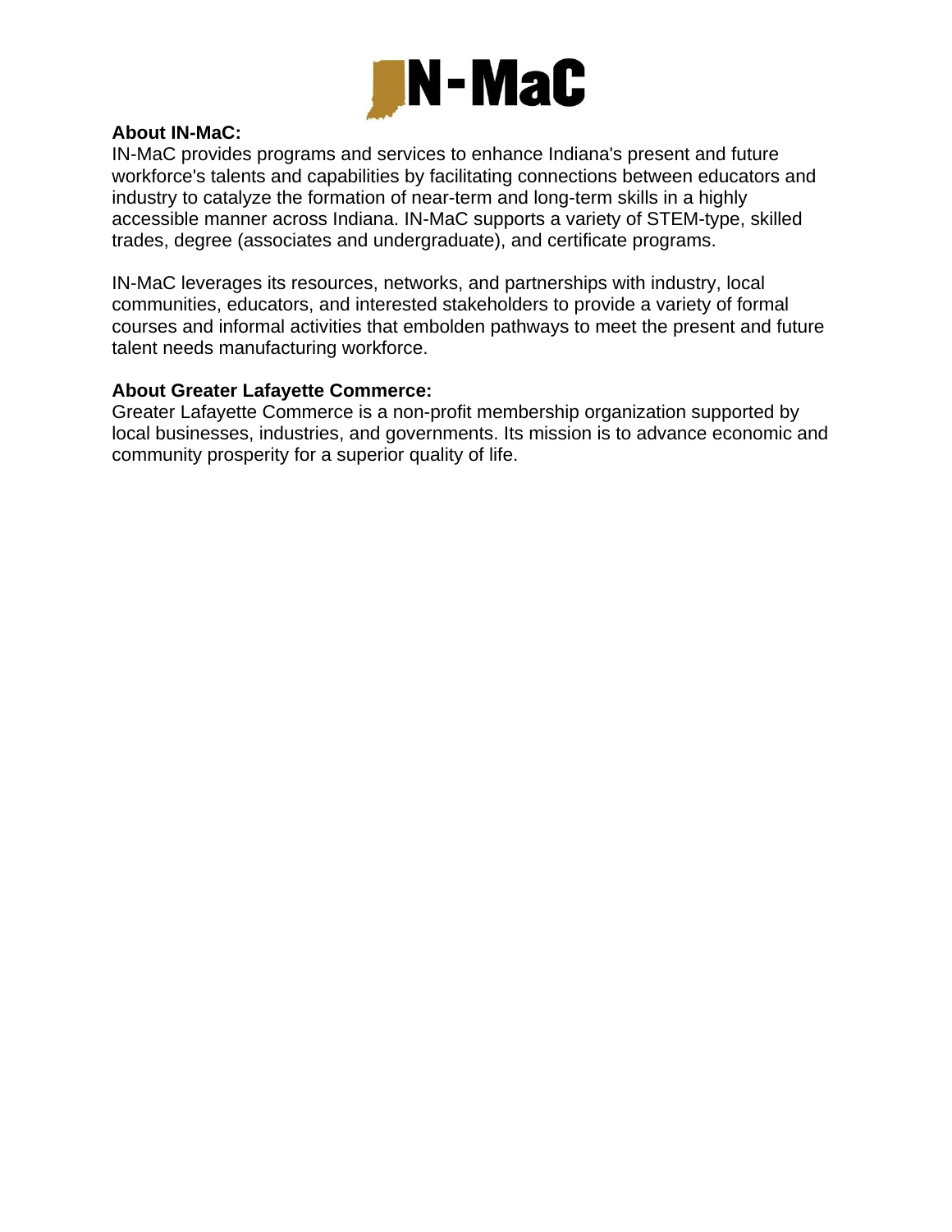**About IN-MaC:**
IN-MaC provides programs and services to enhance Indiana's present and future workforce's talents and capabilities by facilitating connections between educators and industry to catalyze the formation of near-term and long-term skills in a highly accessible manner across Indiana. IN-MaC supports a variety of STEM-type, skilled trades, degree (associates and undergraduate), and certificate programs.

IN-MaC leverages its resources, networks, and partnerships with industry, local communities, educators, and interested stakeholders to provide a variety of formal courses and informal activities that embolden pathways to meet the present and future talent needs manufacturing workforce.

**About Greater Lafayette Commerce:**
Greater Lafayette Commerce is a non-profit membership organization supported by local businesses, industries, and governments. Its mission is to advance economic and community prosperity for a superior quality of life.